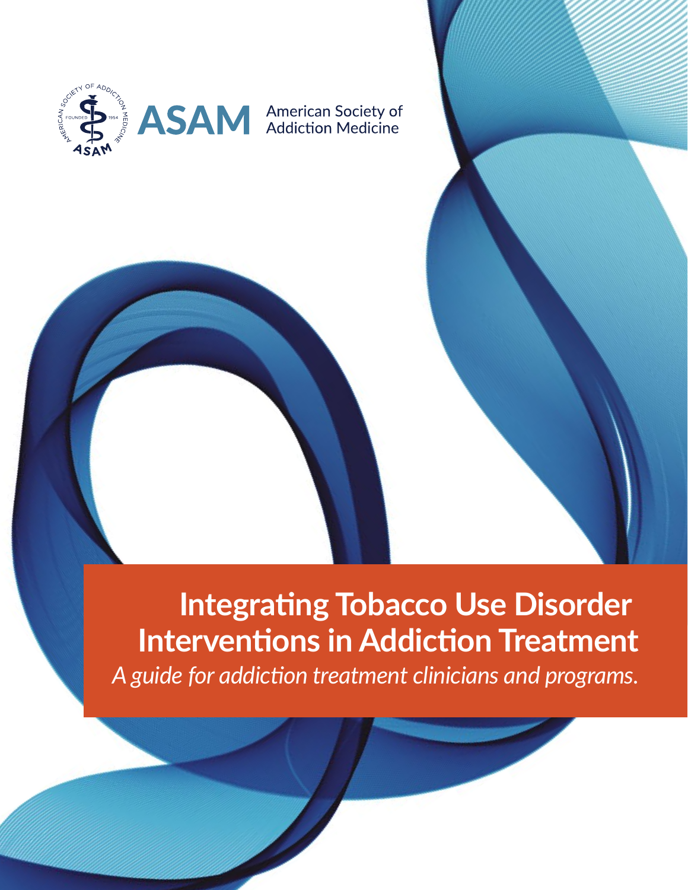ASAM American Society of Addiction Medicine

# Integrating Tobacco Use Disorder Interventions in Addiction Treatment

*A guide for addiction treatment clinicians and programs.*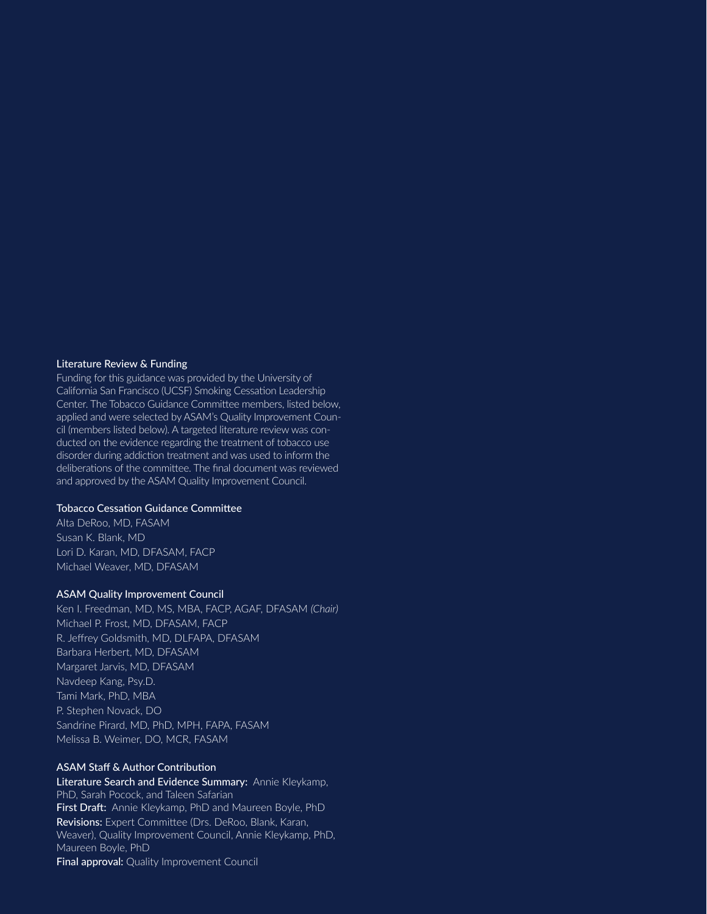### Literature Review & Funding

Funding for this guidance was provided by the University of California San Francisco (UCSF) Smoking Cessation Leadership Center. The Tobacco Guidance Committee members, listed below, applied and were selected by ASAM's Quality Improvement Council (members listed below). A targeted literature review was conducted on the evidence regarding the treatment of tobacco use disorder during addiction treatment and was used to inform the deliberations of the committee. The final document was reviewed and approved by the ASAM Quality Improvement Council.

### Tobacco Cessation Guidance Committee

Alta DeRoo, MD, FASAM
Susan K. Blank, MD
Lori D. Karan, MD, DFASAM, FACP
Michael Weaver, MD, DFASAM

### ASAM Quality Improvement Council

Ken I. Freedman, MD, MS, MBA, FACP, AGAF, DFASAM *(Chair)*
Michael P. Frost, MD, DFASAM, FACP
R. Jeffrey Goldsmith, MD, DLFAPA, DFASAM
Barbara Herbert, MD, DFASAM
Margaret Jarvis, MD, DFASAM
Navdeep Kang, Psy.D.
Tami Mark, PhD, MBA
P. Stephen Novack, DO
Sandrine Pirard, MD, PhD, MPH, FAPA, FASAM
Melissa B. Weimer, DO, MCR, FASAM

### ASAM Staff & Author Contribution

**Literature Search and Evidence Summary:** Annie Kleykamp, PhD, Sarah Pocock, and Taleen Safarian
**First Draft:** Annie Kleykamp, PhD and Maureen Boyle, PhD
**Revisions:** Expert Committee (Drs. DeRoo, Blank, Karan, Weaver), Quality Improvement Council, Annie Kleykamp, PhD, Maureen Boyle, PhD
**Final approval:** Quality Improvement Council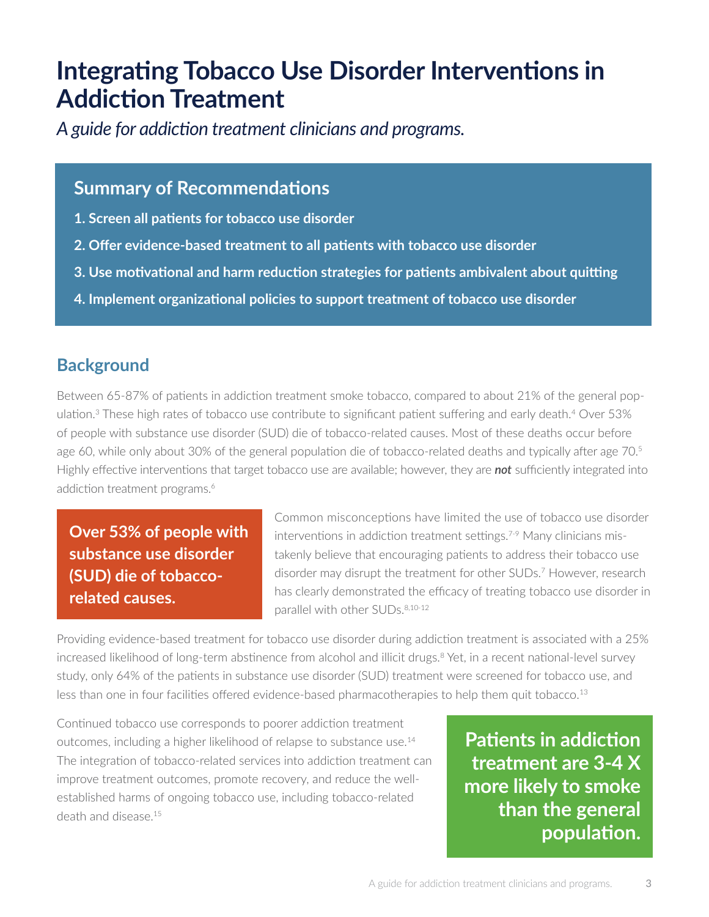# Integrating Tobacco Use Disorder Interventions in Addiction Treatment

*A guide for addiction treatment clinicians and programs.*

## Summary of Recommendations

1. **Screen all patients for tobacco use disorder**
2. **Offer evidence-based treatment to all patients with tobacco use disorder**
3. **Use motivational and harm reduction strategies for patients ambivalent about quitting**
4. **Implement organizational policies to support treatment of tobacco use disorder**

## Background

Between 65-87% of patients in addiction treatment smoke tobacco, compared to about 21% of the general population.[3] These high rates of tobacco use contribute to significant patient suffering and early death.[4] Over 53% of people with substance use disorder (SUD) die of tobacco-related causes. Most of these deaths occur before age 60, while only about 30% of the general population die of tobacco-related deaths and typically after age 70.[5] Highly effective interventions that target tobacco use are available; however, they are ***not*** sufficiently integrated into addiction treatment programs.[6]

**Over 53% of people with substance use disorder (SUD) die of tobacco-related causes.**

Common misconceptions have limited the use of tobacco use disorder interventions in addiction treatment settings.[7-9] Many clinicians mistakenly believe that encouraging patients to address their tobacco use disorder may disrupt the treatment for other SUDs.[7] However, research has clearly demonstrated the efficacy of treating tobacco use disorder in parallel with other SUDs.[8,10-12]

Providing evidence-based treatment for tobacco use disorder during addiction treatment is associated with a 25% increased likelihood of long-term abstinence from alcohol and illicit drugs.[8] Yet, in a recent national-level survey study, only 64% of the patients in substance use disorder (SUD) treatment were screened for tobacco use, and less than one in four facilities offered evidence-based pharmacotherapies to help them quit tobacco.[13]

Continued tobacco use corresponds to poorer addiction treatment outcomes, including a higher likelihood of relapse to substance use.[14] The integration of tobacco-related services into addiction treatment can improve treatment outcomes, promote recovery, and reduce the well-established harms of ongoing tobacco use, including tobacco-related death and disease.[15]

**Patients in addiction treatment are 3-4 X more likely to smoke than the general population.**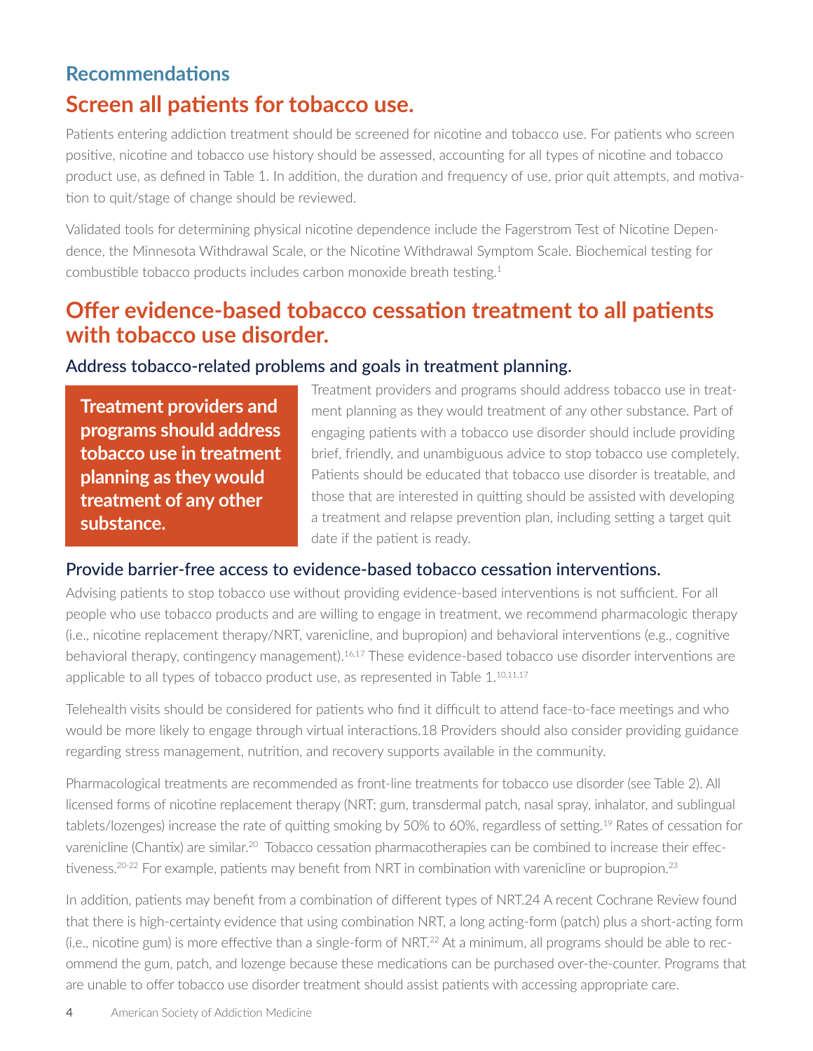## Recommendations

# Screen all patients for tobacco use.

Patients entering addiction treatment should be screened for nicotine and tobacco use. For patients who screen positive, nicotine and tobacco use history should be assessed, accounting for all types of nicotine and tobacco product use, as defined in Table 1. In addition, the duration and frequency of use, prior quit attempts, and motivation to quit/stage of change should be reviewed.

Validated tools for determining physical nicotine dependence include the Fagerstrom Test of Nicotine Dependence, the Minnesota Withdrawal Scale, or the Nicotine Withdrawal Symptom Scale. Biochemical testing for combustible tobacco products includes carbon monoxide breath testing.[1]

# Offer evidence-based tobacco cessation treatment to all patients with tobacco use disorder.

### Address tobacco-related problems and goals in treatment planning.

**Treatment providers and programs should address tobacco use in treatment planning as they would treatment of any other substance.**

Treatment providers and programs should address tobacco use in treatment planning as they would treatment of any other substance. Part of engaging patients with a tobacco use disorder should include providing brief, friendly, and unambiguous advice to stop tobacco use completely. Patients should be educated that tobacco use disorder is treatable, and those that are interested in quitting should be assisted with developing a treatment and relapse prevention plan, including setting a target quit date if the patient is ready.

### Provide barrier-free access to evidence-based tobacco cessation interventions.

Advising patients to stop tobacco use without providing evidence-based interventions is not sufficient. For all people who use tobacco products and are willing to engage in treatment, we recommend pharmacologic therapy (i.e., nicotine replacement therapy/NRT, varenicline, and bupropion) and behavioral interventions (e.g., cognitive behavioral therapy, contingency management).[16,17] These evidence-based tobacco use disorder interventions are applicable to all types of tobacco product use, as represented in Table 1.[10,11,17]

Telehealth visits should be considered for patients who find it difficult to attend face-to-face meetings and who would be more likely to engage through virtual interactions.18 Providers should also consider providing guidance regarding stress management, nutrition, and recovery supports available in the community.

Pharmacological treatments are recommended as front-line treatments for tobacco use disorder (see Table 2). All licensed forms of nicotine replacement therapy (NRT; gum, transdermal patch, nasal spray, inhalator, and sublingual tablets/lozenges) increase the rate of quitting smoking by 50% to 60%, regardless of setting.[19] Rates of cessation for varenicline (Chantix) are similar.[20] Tobacco cessation pharmacotherapies can be combined to increase their effectiveness.[20-22] For example, patients may benefit from NRT in combination with varenicline or bupropion.[23]

In addition, patients may benefit from a combination of different types of NRT.24 A recent Cochrane Review found that there is high-certainty evidence that using combination NRT, a long acting-form (patch) plus a short-acting form (i.e., nicotine gum) is more effective than a single-form of NRT.[22] At a minimum, all programs should be able to recommend the gum, patch, and lozenge because these medications can be purchased over-the-counter. Programs that are unable to offer tobacco use disorder treatment should assist patients with accessing appropriate care.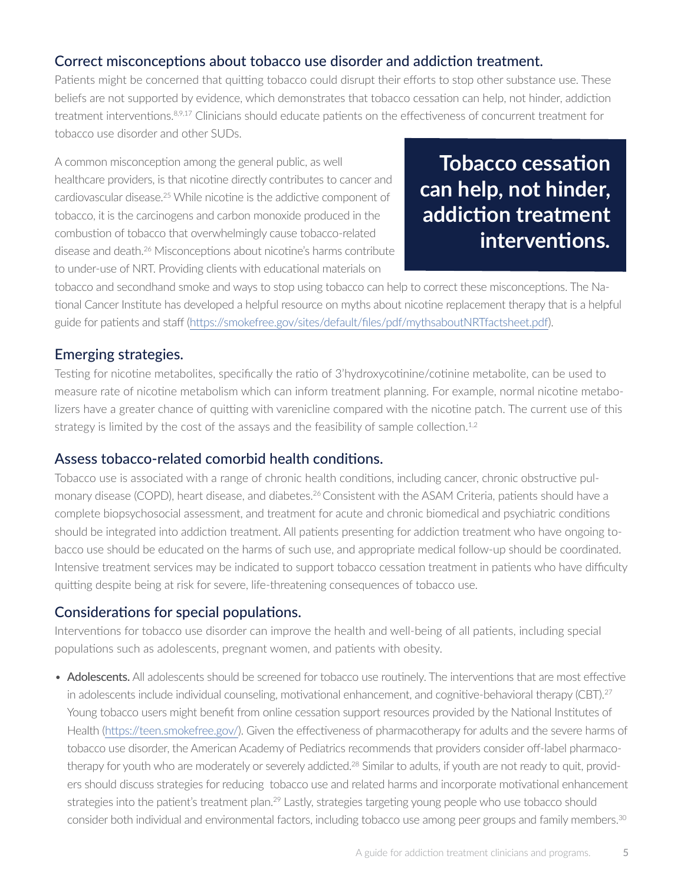## Correct misconceptions about tobacco use disorder and addiction treatment.

Patients might be concerned that quitting tobacco could disrupt their efforts to stop other substance use. These beliefs are not supported by evidence, which demonstrates that tobacco cessation can help, not hinder, addiction treatment interventions.[8,9,17] Clinicians should educate patients on the effectiveness of concurrent treatment for tobacco use disorder and other SUDs.

A common misconception among the general public, as well healthcare providers, is that nicotine directly contributes to cancer and cardiovascular disease.[25] While nicotine is the addictive component of tobacco, it is the carcinogens and carbon monoxide produced in the combustion of tobacco that overwhelmingly cause tobacco-related disease and death.[26] Misconceptions about nicotine's harms contribute to under-use of NRT. Providing clients with educational materials on tobacco and secondhand smoke and ways to stop using tobacco can help to correct these misconceptions. The National Cancer Institute has developed a helpful resource on myths about nicotine replacement therapy that is a helpful guide for patients and staff (https://smokefree.gov/sites/default/files/pdf/mythsaboutNRTfactsheet.pdf).

> **Tobacco cessation can help, not hinder, addiction treatment interventions.**

## Emerging strategies.

Testing for nicotine metabolites, specifically the ratio of 3'hydroxycotinine/cotinine metabolite, can be used to measure rate of nicotine metabolism which can inform treatment planning. For example, normal nicotine metabolizers have a greater chance of quitting with varenicline compared with the nicotine patch. The current use of this strategy is limited by the cost of the assays and the feasibility of sample collection.[1,2]

## Assess tobacco-related comorbid health conditions.

Tobacco use is associated with a range of chronic health conditions, including cancer, chronic obstructive pulmonary disease (COPD), heart disease, and diabetes.[26] Consistent with the ASAM Criteria, patients should have a complete biopsychosocial assessment, and treatment for acute and chronic biomedical and psychiatric conditions should be integrated into addiction treatment. All patients presenting for addiction treatment who have ongoing tobacco use should be educated on the harms of such use, and appropriate medical follow-up should be coordinated. Intensive treatment services may be indicated to support tobacco cessation treatment in patients who have difficulty quitting despite being at risk for severe, life-threatening consequences of tobacco use.

## Considerations for special populations.

Interventions for tobacco use disorder can improve the health and well-being of all patients, including special populations such as adolescents, pregnant women, and patients with obesity.

- **Adolescents.** All adolescents should be screened for tobacco use routinely. The interventions that are most effective in adolescents include individual counseling, motivational enhancement, and cognitive-behavioral therapy (CBT).[27] Young tobacco users might benefit from online cessation support resources provided by the National Institutes of Health (https://teen.smokefree.gov/). Given the effectiveness of pharmacotherapy for adults and the severe harms of tobacco use disorder, the American Academy of Pediatrics recommends that providers consider off-label pharmacotherapy for youth who are moderately or severely addicted.[28] Similar to adults, if youth are not ready to quit, providers should discuss strategies for reducing tobacco use and related harms and incorporate motivational enhancement strategies into the patient's treatment plan.[29] Lastly, strategies targeting young people who use tobacco should consider both individual and environmental factors, including tobacco use among peer groups and family members.[30]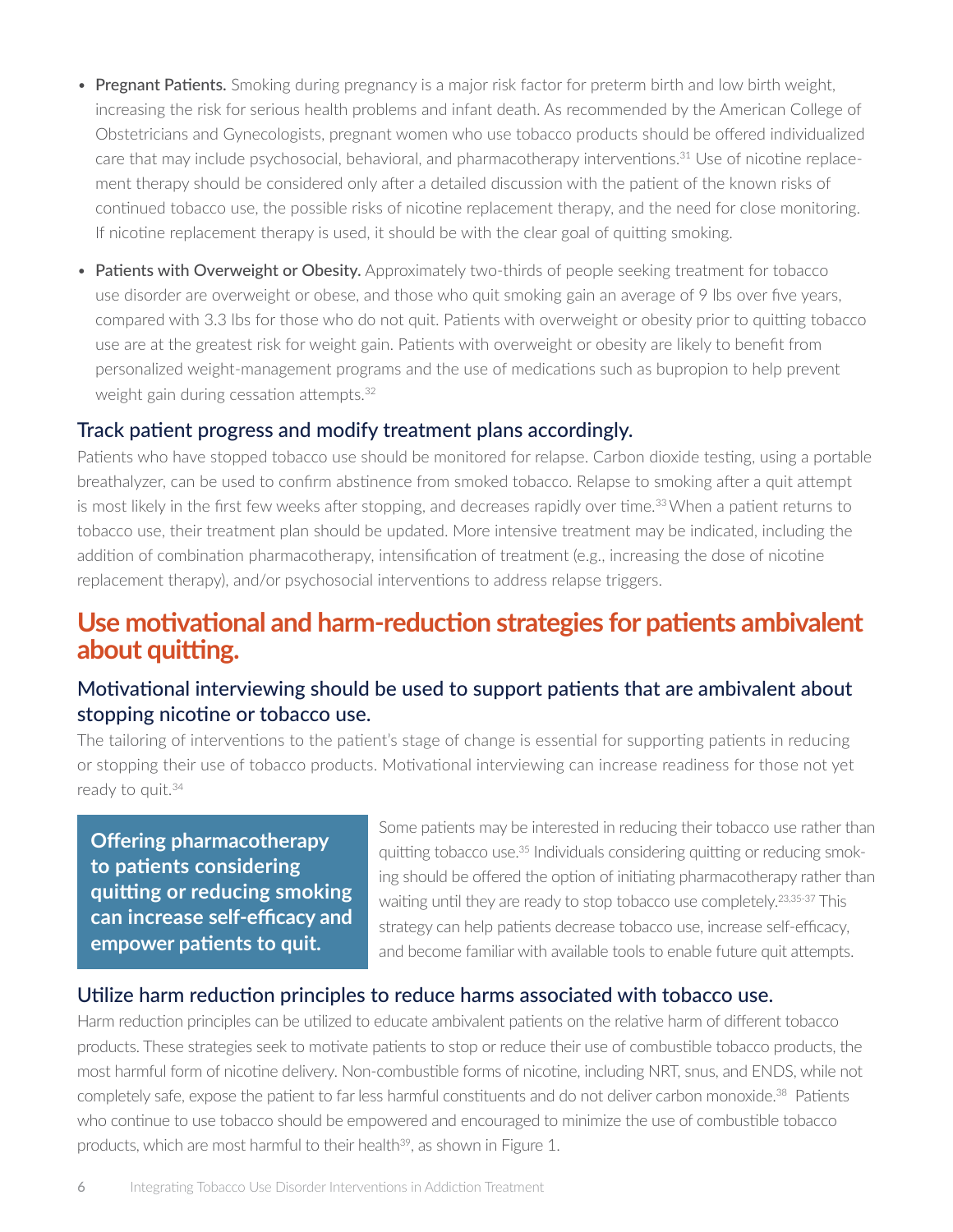- **Pregnant Patients.** Smoking during pregnancy is a major risk factor for preterm birth and low birth weight, increasing the risk for serious health problems and infant death. As recommended by the American College of Obstetricians and Gynecologists, pregnant women who use tobacco products should be offered individualized care that may include psychosocial, behavioral, and pharmacotherapy interventions.[31] Use of nicotine replacement therapy should be considered only after a detailed discussion with the patient of the known risks of continued tobacco use, the possible risks of nicotine replacement therapy, and the need for close monitoring. If nicotine replacement therapy is used, it should be with the clear goal of quitting smoking.

- **Patients with Overweight or Obesity.** Approximately two-thirds of people seeking treatment for tobacco use disorder are overweight or obese, and those who quit smoking gain an average of 9 lbs over five years, compared with 3.3 lbs for those who do not quit. Patients with overweight or obesity prior to quitting tobacco use are at the greatest risk for weight gain. Patients with overweight or obesity are likely to benefit from personalized weight-management programs and the use of medications such as bupropion to help prevent weight gain during cessation attempts.[32]

### Track patient progress and modify treatment plans accordingly.

Patients who have stopped tobacco use should be monitored for relapse. Carbon dioxide testing, using a portable breathalyzer, can be used to confirm abstinence from smoked tobacco. Relapse to smoking after a quit attempt is most likely in the first few weeks after stopping, and decreases rapidly over time.[33] When a patient returns to tobacco use, their treatment plan should be updated. More intensive treatment may be indicated, including the addition of combination pharmacotherapy, intensification of treatment (e.g., increasing the dose of nicotine replacement therapy), and/or psychosocial interventions to address relapse triggers.

## Use motivational and harm-reduction strategies for patients ambivalent about quitting.

### Motivational interviewing should be used to support patients that are ambivalent about stopping nicotine or tobacco use.

The tailoring of interventions to the patient's stage of change is essential for supporting patients in reducing or stopping their use of tobacco products. Motivational interviewing can increase readiness for those not yet ready to quit.[34]

**Offering pharmacotherapy to patients considering quitting or reducing smoking can increase self-efficacy and empower patients to quit.**

Some patients may be interested in reducing their tobacco use rather than quitting tobacco use.[35] Individuals considering quitting or reducing smoking should be offered the option of initiating pharmacotherapy rather than waiting until they are ready to stop tobacco use completely.[23,35-37] This strategy can help patients decrease tobacco use, increase self-efficacy, and become familiar with available tools to enable future quit attempts.

### Utilize harm reduction principles to reduce harms associated with tobacco use.

Harm reduction principles can be utilized to educate ambivalent patients on the relative harm of different tobacco products. These strategies seek to motivate patients to stop or reduce their use of combustible tobacco products, the most harmful form of nicotine delivery. Non-combustible forms of nicotine, including NRT, snus, and ENDS, while not completely safe, expose the patient to far less harmful constituents and do not deliver carbon monoxide.[38] Patients who continue to use tobacco should be empowered and encouraged to minimize the use of combustible tobacco products, which are most harmful to their health[39], as shown in Figure 1.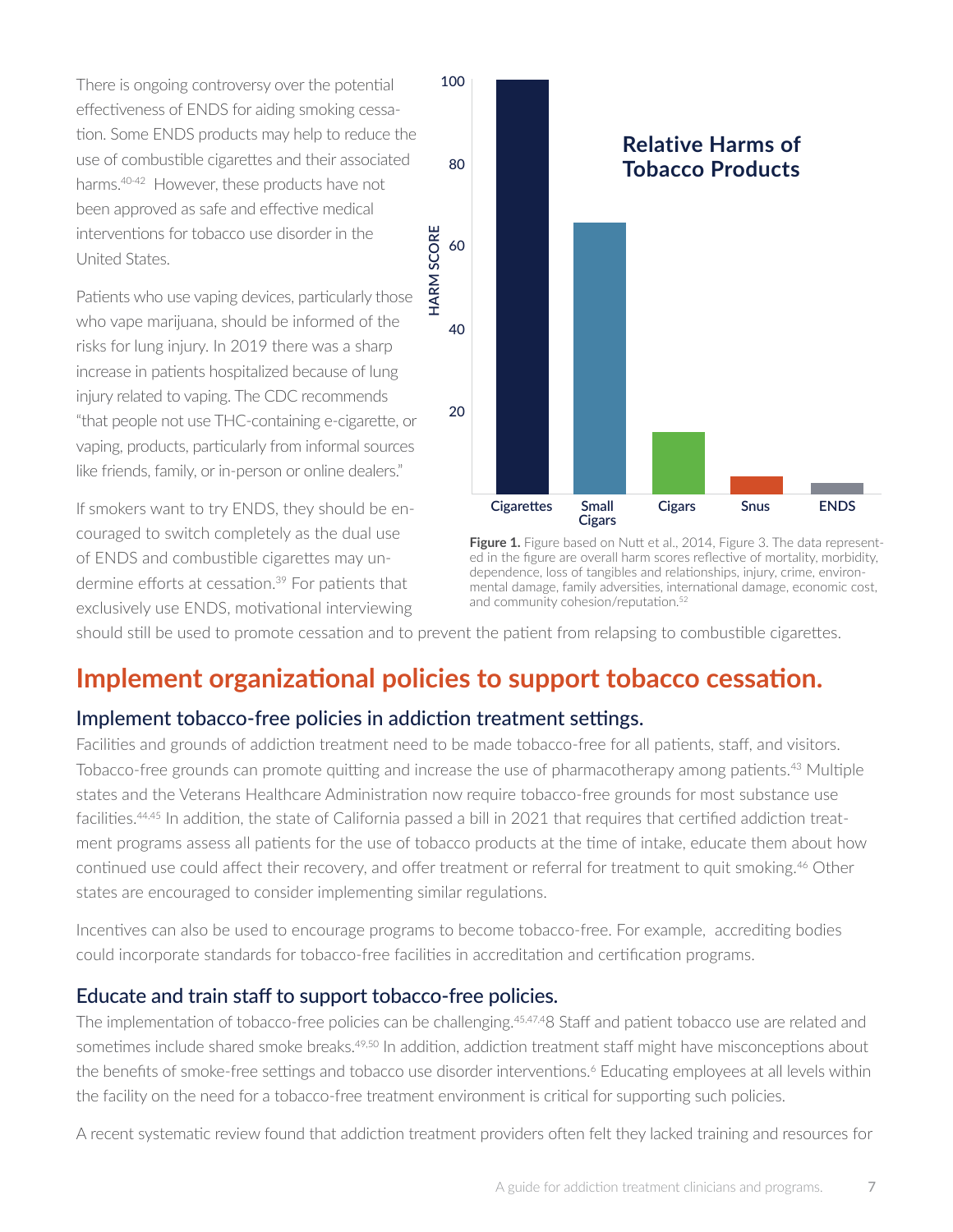There is ongoing controversy over the potential effectiveness of ENDS for aiding smoking cessation. Some ENDS products may help to reduce the use of combustible cigarettes and their associated harms.[40-42] However, these products have not been approved as safe and effective medical interventions for tobacco use disorder in the United States.

Patients who use vaping devices, particularly those who vape marijuana, should be informed of the risks for lung injury. In 2019 there was a sharp increase in patients hospitalized because of lung injury related to vaping. The CDC recommends "that people not use THC-containing e-cigarette, or vaping, products, particularly from informal sources like friends, family, or in-person or online dealers."

If smokers want to try ENDS, they should be encouraged to switch completely as the dual use of ENDS and combustible cigarettes may undermine efforts at cessation.[39] For patients that exclusively use ENDS, motivational interviewing should still be used to promote cessation and to prevent the patient from relapsing to combustible cigarettes.

**Relative Harms of Tobacco Products**

| Product | Harm Score (approx.) |
|---|---|
| Cigarettes | 100 |
| Small Cigars | 66 |
| Cigars | 15 |
| Snus | 4 |
| ENDS | 3 |

**Figure 1.** Figure based on Nutt et al., 2014, Figure 3. The data represented in the figure are overall harm scores reflective of mortality, morbidity, dependence, loss of tangibles and relationships, injury, crime, environmental damage, family adversities, international damage, economic cost, and community cohesion/reputation.[52]

## Implement organizational policies to support tobacco cessation.

### Implement tobacco-free policies in addiction treatment settings.

Facilities and grounds of addiction treatment need to be made tobacco-free for all patients, staff, and visitors. Tobacco-free grounds can promote quitting and increase the use of pharmacotherapy among patients.[43] Multiple states and the Veterans Healthcare Administration now require tobacco-free grounds for most substance use facilities.[44,45] In addition, the state of California passed a bill in 2021 that requires that certified addiction treatment programs assess all patients for the use of tobacco products at the time of intake, educate them about how continued use could affect their recovery, and offer treatment or referral for treatment to quit smoking.[46] Other states are encouraged to consider implementing similar regulations.

Incentives can also be used to encourage programs to become tobacco-free. For example, accrediting bodies could incorporate standards for tobacco-free facilities in accreditation and certification programs.

### Educate and train staff to support tobacco-free policies.

The implementation of tobacco-free policies can be challenging.[45,47,48] Staff and patient tobacco use are related and sometimes include shared smoke breaks.[49,50] In addition, addiction treatment staff might have misconceptions about the benefits of smoke-free settings and tobacco use disorder interventions.[6] Educating employees at all levels within the facility on the need for a tobacco-free treatment environment is critical for supporting such policies.

A recent systematic review found that addiction treatment providers often felt they lacked training and resources for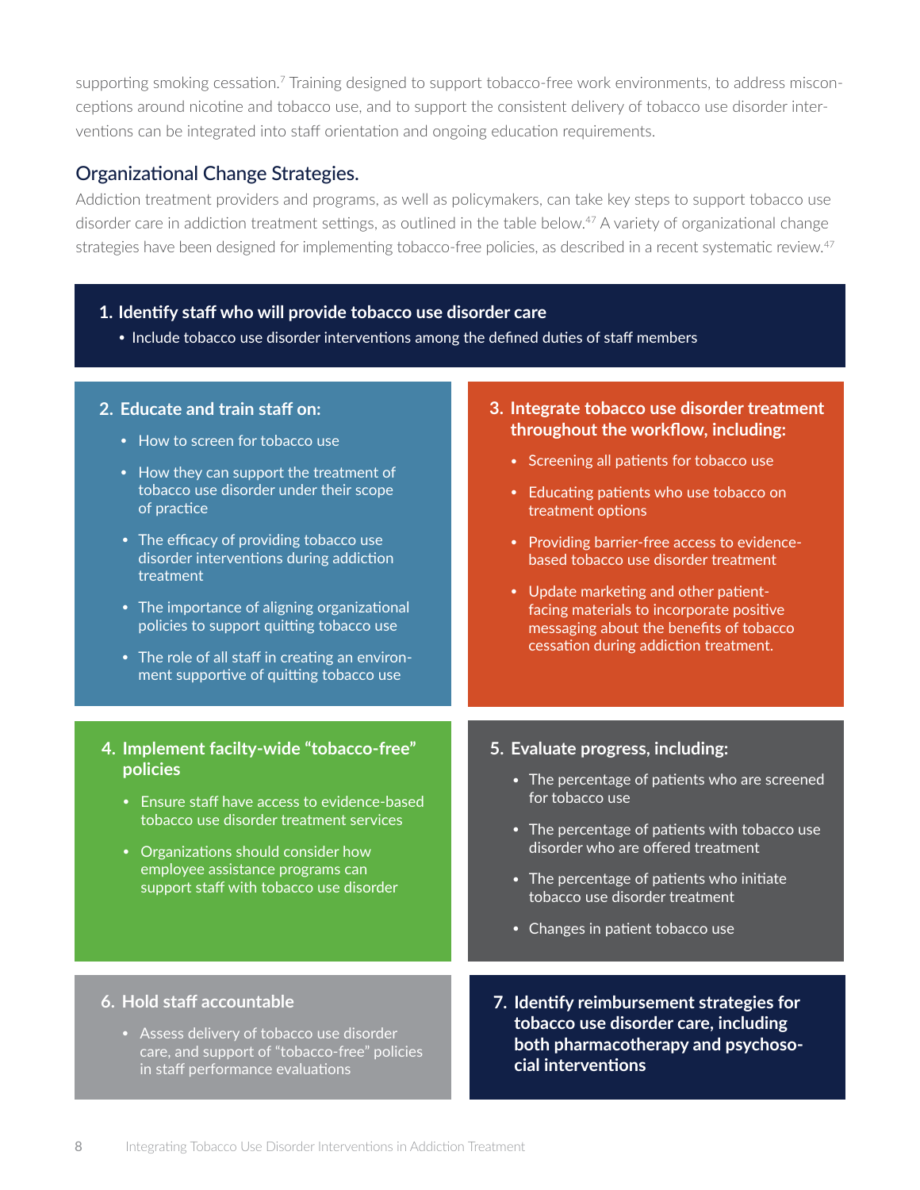supporting smoking cessation.[7] Training designed to support tobacco-free work environments, to address misconceptions around nicotine and tobacco use, and to support the consistent delivery of tobacco use disorder interventions can be integrated into staff orientation and ongoing education requirements.

## Organizational Change Strategies.

Addiction treatment providers and programs, as well as policymakers, can take key steps to support tobacco use disorder care in addiction treatment settings, as outlined in the table below.[47] A variety of organizational change strategies have been designed for implementing tobacco-free policies, as described in a recent systematic review.[47]

**1. Identify staff who will provide tobacco use disorder care**

- Include tobacco use disorder interventions among the defined duties of staff members

**2. Educate and train staff on:**

- How to screen for tobacco use
- How they can support the treatment of tobacco use disorder under their scope of practice
- The efficacy of providing tobacco use disorder interventions during addiction treatment
- The importance of aligning organizational policies to support quitting tobacco use
- The role of all staff in creating an environment supportive of quitting tobacco use

**3. Integrate tobacco use disorder treatment throughout the workflow, including:**

- Screening all patients for tobacco use
- Educating patients who use tobacco on treatment options
- Providing barrier-free access to evidence-based tobacco use disorder treatment
- Update marketing and other patient-facing materials to incorporate positive messaging about the benefits of tobacco cessation during addiction treatment.

**4. Implement facilty-wide "tobacco-free" policies**

- Ensure staff have access to evidence-based tobacco use disorder treatment services
- Organizations should consider how employee assistance programs can support staff with tobacco use disorder

**5. Evaluate progress, including:**

- The percentage of patients who are screened for tobacco use
- The percentage of patients with tobacco use disorder who are offered treatment
- The percentage of patients who initiate tobacco use disorder treatment
- Changes in patient tobacco use

**6. Hold staff accountable**

- Assess delivery of tobacco use disorder care, and support of "tobacco-free" policies in staff performance evaluations

**7. Identify reimbursement strategies for tobacco use disorder care, including both pharmacotherapy and psychosocial interventions**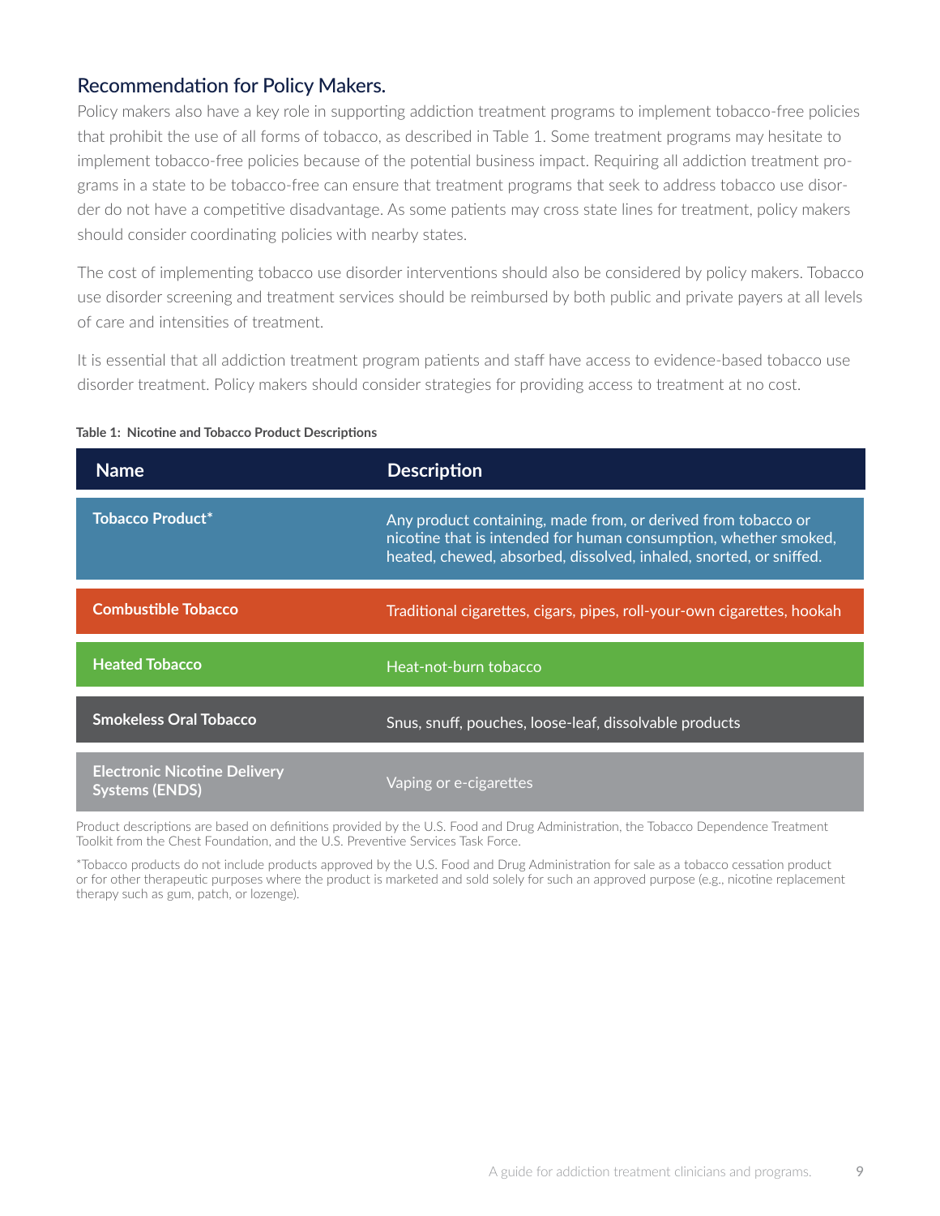## Recommendation for Policy Makers.

Policy makers also have a key role in supporting addiction treatment programs to implement tobacco-free policies that prohibit the use of all forms of tobacco, as described in Table 1. Some treatment programs may hesitate to implement tobacco-free policies because of the potential business impact. Requiring all addiction treatment programs in a state to be tobacco-free can ensure that treatment programs that seek to address tobacco use disorder do not have a competitive disadvantage. As some patients may cross state lines for treatment, policy makers should consider coordinating policies with nearby states.

The cost of implementing tobacco use disorder interventions should also be considered by policy makers. Tobacco use disorder screening and treatment services should be reimbursed by both public and private payers at all levels of care and intensities of treatment.

It is essential that all addiction treatment program patients and staff have access to evidence-based tobacco use disorder treatment. Policy makers should consider strategies for providing access to treatment at no cost.

**Table 1: Nicotine and Tobacco Product Descriptions**

| Name | Description |
|---|---|
| **Tobacco Product*** | Any product containing, made from, or derived from tobacco or nicotine that is intended for human consumption, whether smoked, heated, chewed, absorbed, dissolved, inhaled, snorted, or sniffed. |
| **Combustible Tobacco** | Traditional cigarettes, cigars, pipes, roll-your-own cigarettes, hookah |
| **Heated Tobacco** | Heat-not-burn tobacco |
| **Smokeless Oral Tobacco** | Snus, snuff, pouches, loose-leaf, dissolvable products |
| **Electronic Nicotine Delivery Systems (ENDS)** | Vaping or e-cigarettes |

Product descriptions are based on definitions provided by the U.S. Food and Drug Administration, the Tobacco Dependence Treatment Toolkit from the Chest Foundation, and the U.S. Preventive Services Task Force.

*Tobacco products do not include products approved by the U.S. Food and Drug Administration for sale as a tobacco cessation product or for other therapeutic purposes where the product is marketed and sold solely for such an approved purpose (e.g., nicotine replacement therapy such as gum, patch, or lozenge).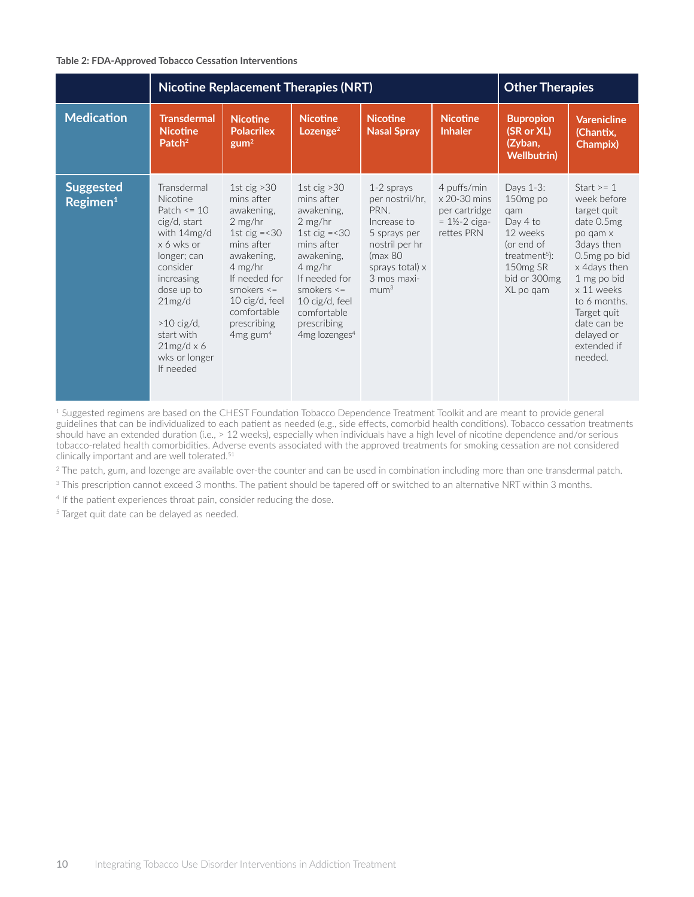**Table 2: FDA-Approved Tobacco Cessation Interventions**

| | Nicotine Replacement Therapies (NRT) | | | | | Other Therapies | |
|---|---|---|---|---|---|---|---|
| **Medication** | **Transdermal Nicotine Patch[2]** | **Nicotine Polacrilex gum[2]** | **Nicotine Lozenge[2]** | **Nicotine Nasal Spray** | **Nicotine Inhaler** | **Bupropion (SR or XL) (Zyban, Wellbutrin)** | **Varenicline (Chantix, Champix)** |
| **Suggested Regimen[1]** | Transdermal Nicotine Patch <= 10 cig/d, start with 14mg/d x 6 wks or longer; can consider increasing dose up to 21mg/d<br><br>>10 cig/d, start with 21mg/d x 6 wks or longer If needed | 1st cig >30 mins after awakening, 2 mg/hr 1st cig =<30 mins after awakening, 4 mg/hr If needed for smokers <= 10 cig/d, feel comfortable prescribing 4mg gum[4] | 1st cig >30 mins after awakening, 2 mg/hr 1st cig =<30 mins after awakening, 4 mg/hr If needed for smokers <= 10 cig/d, feel comfortable prescribing 4mg lozenges[4] | 1-2 sprays per nostril/hr, PRN. Increase to 5 sprays per nostril per hr (max 80 sprays total) x 3 mos maximum[3] | 4 puffs/min x 20-30 mins per cartridge = 1½-2 cigarettes PRN | Days 1-3: 150mg po qam Day 4 to 12 weeks (or end of treatment[5]): 150mg SR bid or 300mg XL po qam | Start >= 1 week before target quit date 0.5mg po qam x 3days then 0.5mg po bid x 4days then 1 mg po bid x 11 weeks to 6 months. Target quit date can be delayed or extended if needed. |

[1] Suggested regimens are based on the CHEST Foundation Tobacco Dependence Treatment Toolkit and are meant to provide general guidelines that can be individualized to each patient as needed (e.g., side effects, comorbid health conditions). Tobacco cessation treatments should have an extended duration (i.e., > 12 weeks), especially when individuals have a high level of nicotine dependence and/or serious tobacco-related health comorbidities. Adverse events associated with the approved treatments for smoking cessation are not considered clinically important and are well tolerated.[51]

[2] The patch, gum, and lozenge are available over-the counter and can be used in combination including more than one transdermal patch.

[3] This prescription cannot exceed 3 months. The patient should be tapered off or switched to an alternative NRT within 3 months.

[4] If the patient experiences throat pain, consider reducing the dose.

[5] Target quit date can be delayed as needed.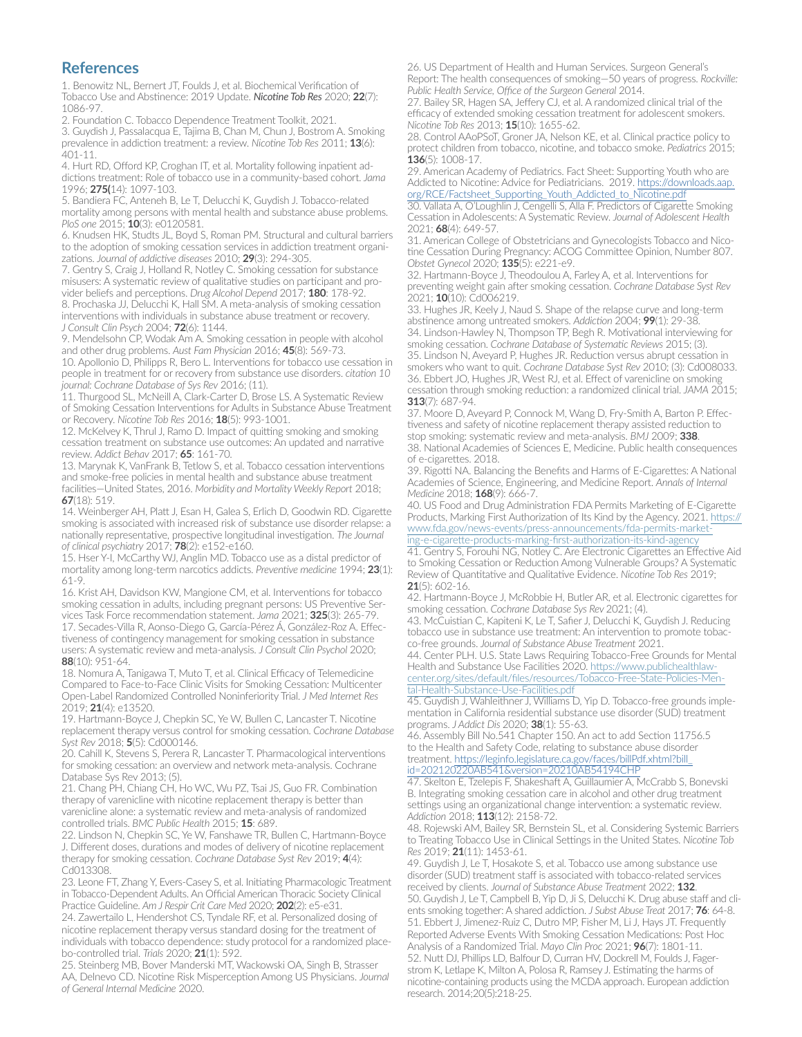## References

1. Benowitz NL, Bernert JT, Foulds J, et al. Biochemical Verification of Tobacco Use and Abstinence: 2019 Update. ***Nicotine Tob Res*** 2020; **22**(7): 1086-97.
2. Foundation C. Tobacco Dependence Treatment Toolkit, 2021.
3. Guydish J, Passalacqua E, Tajima B, Chan M, Chun J, Bostrom A. Smoking prevalence in addiction treatment: a review. *Nicotine Tob Res* 2011; **13**(6): 401-11.
4. Hurt RD, Offord KP, Croghan IT, et al. Mortality following inpatient addictions treatment: Role of tobacco use in a community-based cohort. *Jama* 1996; **275(**14): 1097-103.
5. Bandiera FC, Anteneh B, Le T, Delucchi K, Guydish J. Tobacco-related mortality among persons with mental health and substance abuse problems. *PloS one* 2015; **10**(3): e0120581.
6. Knudsen HK, Studts JL, Boyd S, Roman PM. Structural and cultural barriers to the adoption of smoking cessation services in addiction treatment organizations. *Journal of addictive diseases* 2010; **29**(3): 294-305.
7. Gentry S, Craig J, Holland R, Notley C. Smoking cessation for substance misusers: A systematic review of qualitative studies on participant and provider beliefs and perceptions. *Drug Alcohol Depend* 2017; **180**: 178-92.
8. Prochaska JJ, Delucchi K, Hall SM. A meta-analysis of smoking cessation interventions with individuals in substance abuse treatment or recovery. *J Consult Clin Psych* 2004; **72**(6): 1144.
9. Mendelsohn CP, Wodak Am A. Smoking cessation in people with alcohol and other drug problems. *Aust Fam Physician* 2016; **45**(8): 569-73.
10. Apollonio D, Philipps R, Bero L. Interventions for tobacco use cessation in people in treatment for or recovery from substance use disorders. *citation 10 journal: Cochrane Database of Sys Rev* 2016; (11).
11. Thurgood SL, McNeill A, Clark-Carter D, Brose LS. A Systematic Review of Smoking Cessation Interventions for Adults in Substance Abuse Treatment or Recovery. *Nicotine Tob Res* 2016; **18**(5): 993-1001.
12. McKelvey K, Thrul J, Ramo D. Impact of quitting smoking and smoking cessation treatment on substance use outcomes: An updated and narrative review. *Addict Behav* 2017; **65**: 161-70.
13. Marynak K, VanFrank B, Tetlow S, et al. Tobacco cessation interventions and smoke-free policies in mental health and substance abuse treatment facilities—United States, 2016. *Morbidity and Mortality Weekly Report* 2018; **67**(18): 519.
14. Weinberger AH, Platt J, Esan H, Galea S, Erlich D, Goodwin RD. Cigarette smoking is associated with increased risk of substance use disorder relapse: a nationally representative, prospective longitudinal investigation. *The Journal of clinical psychiatry* 2017; **78**(2): e152-e160.
15. Hser Y-I, McCarthy WJ, Anglin MD. Tobacco use as a distal predictor of mortality among long-term narcotics addicts. *Preventive medicine* 1994; **23**(1): 61-9.
16. Krist AH, Davidson KW, Mangione CM, et al. Interventions for tobacco smoking cessation in adults, including pregnant persons: US Preventive Services Task Force recommendation statement. *Jama* 2021; **325**(3): 265-79.
17. Secades-Villa R, Aonso-Diego G, García-Pérez Á, González-Roz A. Effectiveness of contingency management for smoking cessation in substance users: A systematic review and meta-analysis. *J Consult Clin Psychol* 2020; **88**(10): 951-64.
18. Nomura A, Tanigawa T, Muto T, et al. Clinical Efficacy of Telemedicine Compared to Face-to-Face Clinic Visits for Smoking Cessation: Multicenter Open-Label Randomized Controlled Noninferiority Trial. *J Med Internet Res* 2019; **21**(4): e13520.
19. Hartmann-Boyce J, Chepkin SC, Ye W, Bullen C, Lancaster T. Nicotine replacement therapy versus control for smoking cessation. *Cochrane Database Syst Rev* 2018; **5**(5): Cd000146.
20. Cahill K, Stevens S, Perera R, Lancaster T. Pharmacological interventions for smoking cessation: an overview and network meta-analysis. Cochrane Database Syst Rev 2013; (5).
21. Chang PH, Chiang CH, Ho WC, Wu PZ, Tsai JS, Guo FR. Combination therapy of varenicline with nicotine replacement therapy is better than varenicline alone: a systematic review and meta-analysis of randomized controlled trials. *BMC Public Health* 2015; **15**: 689.
22. Lindson N, Chepkin SC, Ye W, Fanshawe TR, Bullen C, Hartmann-Boyce J. Different doses, durations and modes of delivery of nicotine replacement therapy for smoking cessation. *Cochrane Database Syst Rev* 2019; **4**(4): Cd013308.
23. Leone FT, Zhang Y, Evers-Casey S, et al. Initiating Pharmacologic Treatment in Tobacco-Dependent Adults. An Official American Thoracic Society Clinical Practice Guideline. *Am J Respir Crit Care Med* 2020; **202**(2): e5-e31.
24. Zawertailo L, Hendershot CS, Tyndale RF, et al. Personalized dosing of nicotine replacement therapy versus standard dosing for the treatment of individuals with tobacco dependence: study protocol for a randomized placebo-controlled trial. *Trials* 2020; **21**(1): 592.
25. Steinberg MB, Bover Manderski MT, Wackowski OA, Singh B, Strasser AA, Delnevo CD. Nicotine Risk Misperception Among US Physicians. *Journal of General Internal Medicine* 2020.
26. US Department of Health and Human Services. Surgeon General's Report: The health consequences of smoking—50 years of progress. *Rockville: Public Health Service, Office of the Surgeon General* 2014.
27. Bailey SR, Hagen SA, Jeffery CJ, et al. A randomized clinical trial of the efficacy of extended smoking cessation treatment for adolescent smokers. *Nicotine Tob Res* 2013; **15**(10): 1655-62.
28. Control AAoPSoT, Groner JA, Nelson KE, et al. Clinical practice policy to protect children from tobacco, nicotine, and tobacco smoke. *Pediatrics* 2015; **136**(5): 1008-17.
29. American Academy of Pediatrics. Fact Sheet: Supporting Youth who are Addicted to Nicotine: Advice for Pediatricians. 2019. https://downloads.aap.org/RCE/Factsheet_Supporting_Youth_Addicted_to_Nicotine.pdf
30. Vallata A, O'Loughlin J, Cengelli S, Alla F. Predictors of Cigarette Smoking Cessation in Adolescents: A Systematic Review. *Journal of Adolescent Health* 2021; **68**(4): 649-57.
31. American College of Obstetricians and Gynecologists Tobacco and Nicotine Cessation During Pregnancy: ACOG Committee Opinion, Number 807. *Obstet Gynecol* 2020; **135**(5): e221-e9.
32. Hartmann-Boyce J, Theodoulou A, Farley A, et al. Interventions for preventing weight gain after smoking cessation. *Cochrane Database Syst Rev* 2021; **10**(10): Cd006219.
33. Hughes JR, Keely J, Naud S. Shape of the relapse curve and long-term abstinence among untreated smokers. *Addiction* 2004; **99**(1): 29-38.
34. Lindson-Hawley N, Thompson TP, Begh R. Motivational interviewing for smoking cessation. *Cochrane Database of Systematic Reviews* 2015; (3).
35. Lindson N, Aveyard P, Hughes JR. Reduction versus abrupt cessation in smokers who want to quit. *Cochrane Database Syst Rev* 2010; (3): Cd008033.
36. Ebbert JO, Hughes JR, West RJ, et al. Effect of varenicline on smoking cessation through smoking reduction: a randomized clinical trial. *JAMA* 2015; **313**(7): 687-94.
37. Moore D, Aveyard P, Connock M, Wang D, Fry-Smith A, Barton P. Effectiveness and safety of nicotine replacement therapy assisted reduction to stop smoking: systematic review and meta-analysis. *BMJ* 2009; **338**.
38. National Academies of Sciences E, Medicine. Public health consequences of e-cigarettes. 2018.
39. Rigotti NA. Balancing the Benefits and Harms of E-Cigarettes: A National Academies of Science, Engineering, and Medicine Report. *Annals of Internal Medicine* 2018; **168**(9): 666-7.
40. US Food and Drug Administration FDA Permits Marketing of E-Cigarette Products, Marking First Authorization of Its Kind by the Agency. 2021. https://www.fda.gov/news-events/press-announcements/fda-permits-marketing-e-cigarette-products-marking-first-authorization-its-kind-agency
41. Gentry S, Forouhi NG, Notley C. Are Electronic Cigarettes an Effective Aid to Smoking Cessation or Reduction Among Vulnerable Groups? A Systematic Review of Quantitative and Qualitative Evidence. *Nicotine Tob Res* 2019; **21**(5): 602-16.
42. Hartmann-Boyce J, McRobbie H, Butler AR, et al. Electronic cigarettes for smoking cessation. *Cochrane Database Sys Rev* 2021; (4).
43. McCuistian C, Kapiteni K, Le T, Safier J, Delucchi K, Guydish J. Reducing tobacco use in substance use treatment: An intervention to promote tobacco-free grounds. *Journal of Substance Abuse Treatment* 2021.
44. Center PLH. U.S. State Laws Requiring Tobacco-Free Grounds for Mental Health and Substance Use Facilities 2020. https://www.publichealthlawcenter.org/sites/default/files/resources/Tobacco-Free-State-Policies-Mental-Health-Substance-Use-Facilities.pdf
45. Guydish J, Wahleithner J, Williams D, Yip D. Tobacco-free grounds implementation in California residential substance use disorder (SUD) treatment programs. *J Addict Dis* 2020; **38**(1): 55-63.
46. Assembly Bill No.541 Chapter 150. An act to add Section 11756.5 to the Health and Safety Code, relating to substance abuse disorder treatment. https://leginfo.legislature.ca.gov/faces/billPdf.xhtml?bill_id=202120220AB541&version=20210AB54194CHP
47. Skelton E, Tzelepis F, Shakeshaft A, Guillaumier A, McCrabb S, Bonevski B. Integrating smoking cessation care in alcohol and other drug treatment settings using an organizational change intervention: a systematic review. *Addiction* 2018; **113**(12): 2158-72.
48. Rojewski AM, Bailey SR, Bernstein SL, et al. Considering Systemic Barriers to Treating Tobacco Use in Clinical Settings in the United States. *Nicotine Tob Res* 2019; **21**(11): 1453-61.
49. Guydish J, Le T, Hosakote S, et al. Tobacco use among substance use disorder (SUD) treatment staff is associated with tobacco-related services received by clients. *Journal of Substance Abuse Treatment* 2022; **132**.
50. Guydish J, Le T, Campbell B, Yip D, Ji S, Delucchi K. Drug abuse staff and clients smoking together: A shared addiction. *J Subst Abuse Treat* 2017; **76**: 64-8.
51. Ebbert J, Jimenez-Ruiz C, Dutro MP, Fisher M, Li J, Hays JT. Frequently Reported Adverse Events With Smoking Cessation Medications: Post Hoc Analysis of a Randomized Trial. *Mayo Clin Proc* 2021; **96**(7): 1801-11.
52. Nutt DJ, Phillips LD, Balfour D, Curran HV, Dockrell M, Foulds J, Fagerstrom K, Letlape K, Milton A, Polosa R, Ramsey J. Estimating the harms of nicotine-containing products using the MCDA approach. European addiction research. 2014;20(5):218-25.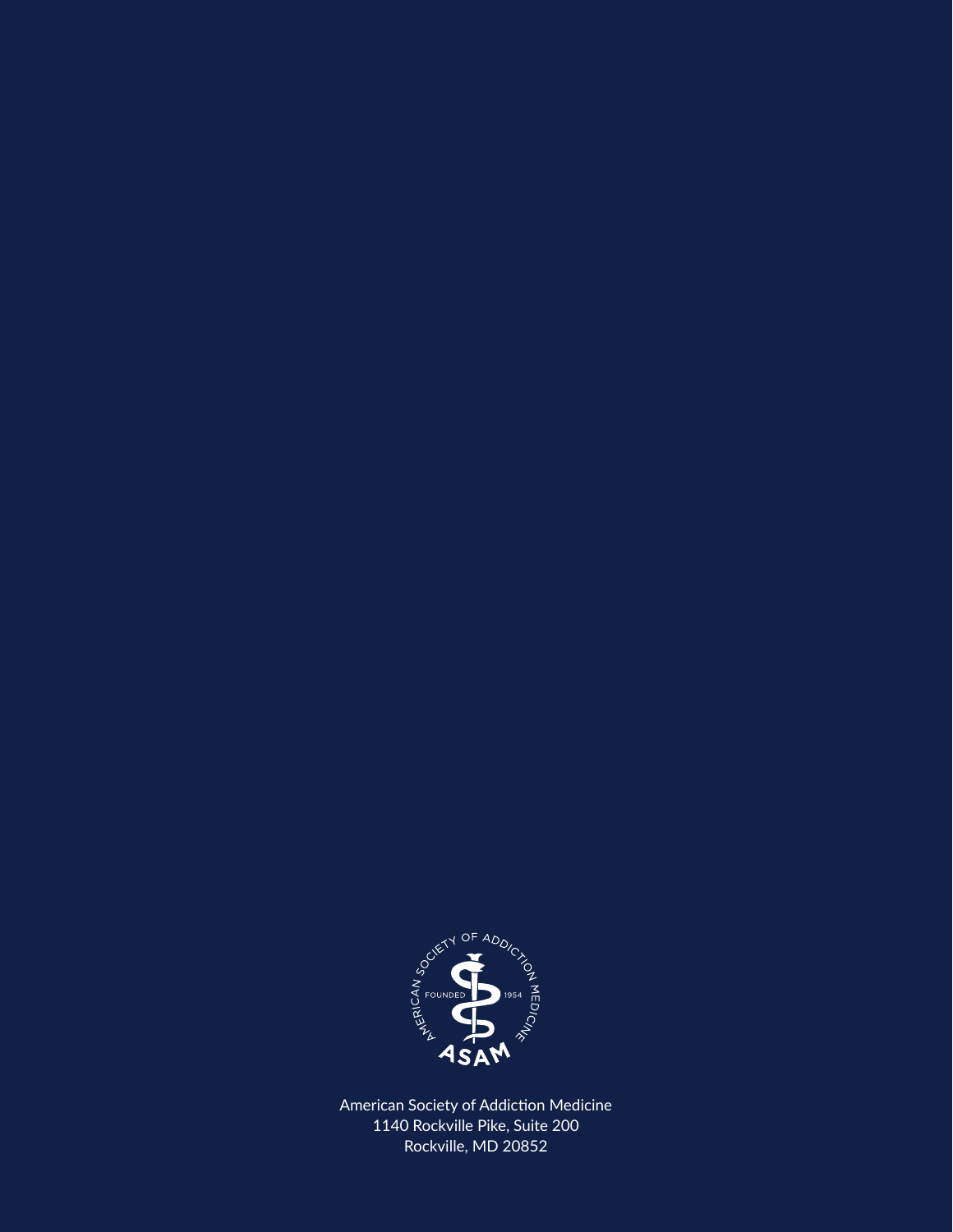American Society of Addiction Medicine
1140 Rockville Pike, Suite 200
Rockville, MD 20852